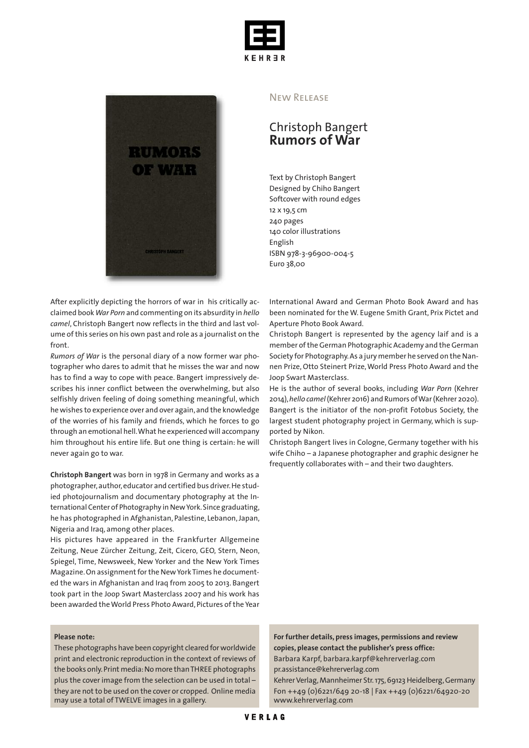New Release

# Christoph Bangert
## Rumors of War

Text by Christoph Bangert
Designed by Chiho Bangert
Softcover with round edges
12 x 19,5 cm
240 pages
140 color illustrations
English
ISBN 978-3-96900-004-5
Euro 38,00

After explicitly depicting the horrors of war in his critically acclaimed book *War Porn* and commenting on its absurdity in *hello camel*, Christoph Bangert now reflects in the third and last volume of this series on his own past and role as a journalist on the front.

*Rumors of War* is the personal diary of a now former war photographer who dares to admit that he misses the war and now has to find a way to cope with peace. Bangert impressively describes his inner conflict between the overwhelming, but also selfishly driven feeling of doing something meaningful, which he wishes to experience over and over again, and the knowledge of the worries of his family and friends, which he forces to go through an emotional hell. What he experienced will accompany him throughout his entire life. But one thing is certain: he will never again go to war.

**Christoph Bangert** was born in 1978 in Germany and works as a photographer, author, educator and certified bus driver. He studied photojournalism and documentary photography at the International Center of Photography in New York. Since graduating, he has photographed in Afghanistan, Palestine, Lebanon, Japan, Nigeria and Iraq, among other places.

His pictures have appeared in the Frankfurter Allgemeine Zeitung, Neue Zürcher Zeitung, Zeit, Cicero, GEO, Stern, Neon, Spiegel, Time, Newsweek, New Yorker and the New York Times Magazine. On assignment for the New York Times he documented the wars in Afghanistan and Iraq from 2005 to 2013. Bangert took part in the Joop Swart Masterclass 2007 and his work has been awarded the World Press Photo Award, Pictures of the Year International Award and German Photo Book Award and has been nominated for the W. Eugene Smith Grant, Prix Pictet and Aperture Photo Book Award.

Christoph Bangert is represented by the agency laif and is a member of the German Photographic Academy and the German Society for Photography. As a jury member he served on the Nannen Prize, Otto Steinert Prize, World Press Photo Award and the Joop Swart Masterclass.

He is the author of several books, including *War Porn* (Kehrer 2014), *hello camel* (Kehrer 2016) and Rumors of War (Kehrer 2020). Bangert is the initiator of the non-profit Fotobus Society, the largest student photography project in Germany, which is supported by Nikon.

Christoph Bangert lives in Cologne, Germany together with his wife Chiho – a Japanese photographer and graphic designer he frequently collaborates with – and their two daughters.

**Please note:**
These photographs have been copyright cleared for worldwide print and electronic reproduction in the context of reviews of the books only. Print media: No more than THREE photographs plus the cover image from the selection can be used in total – they are not to be used on the cover or cropped. Online media may use a total of TWELVE images in a gallery.

**For further details, press images, permissions and review copies, please contact the publisher's press office:**
Barbara Karpf, barbara.karpf@kehrerverlag.com
pr.assistance@kehrerverlag.com
Kehrer Verlag, Mannheimer Str. 175, 69123 Heidelberg, Germany
Fon ++49 (0)6221/649 20-18 | Fax ++49 (0)6221/64920-20
www.kehrerverlag.com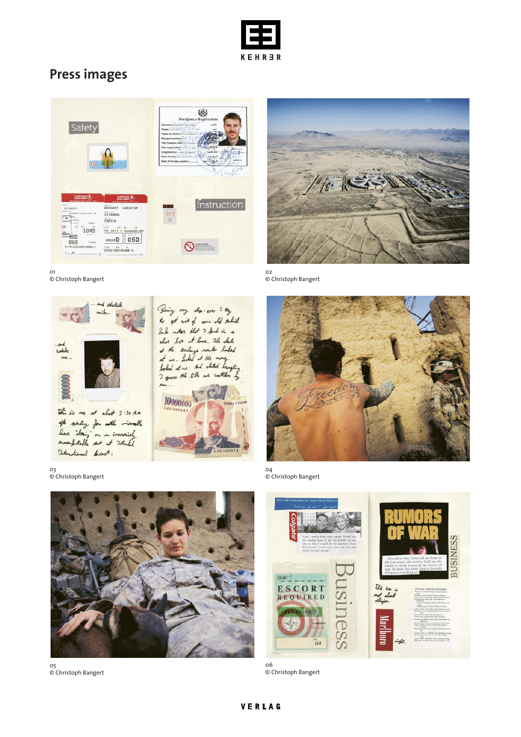# Press images

01
© Christoph Bangert

02
© Christoph Bangert

03
© Christoph Bangert

04
© Christoph Bangert

05
© Christoph Bangert

06
© Christoph Bangert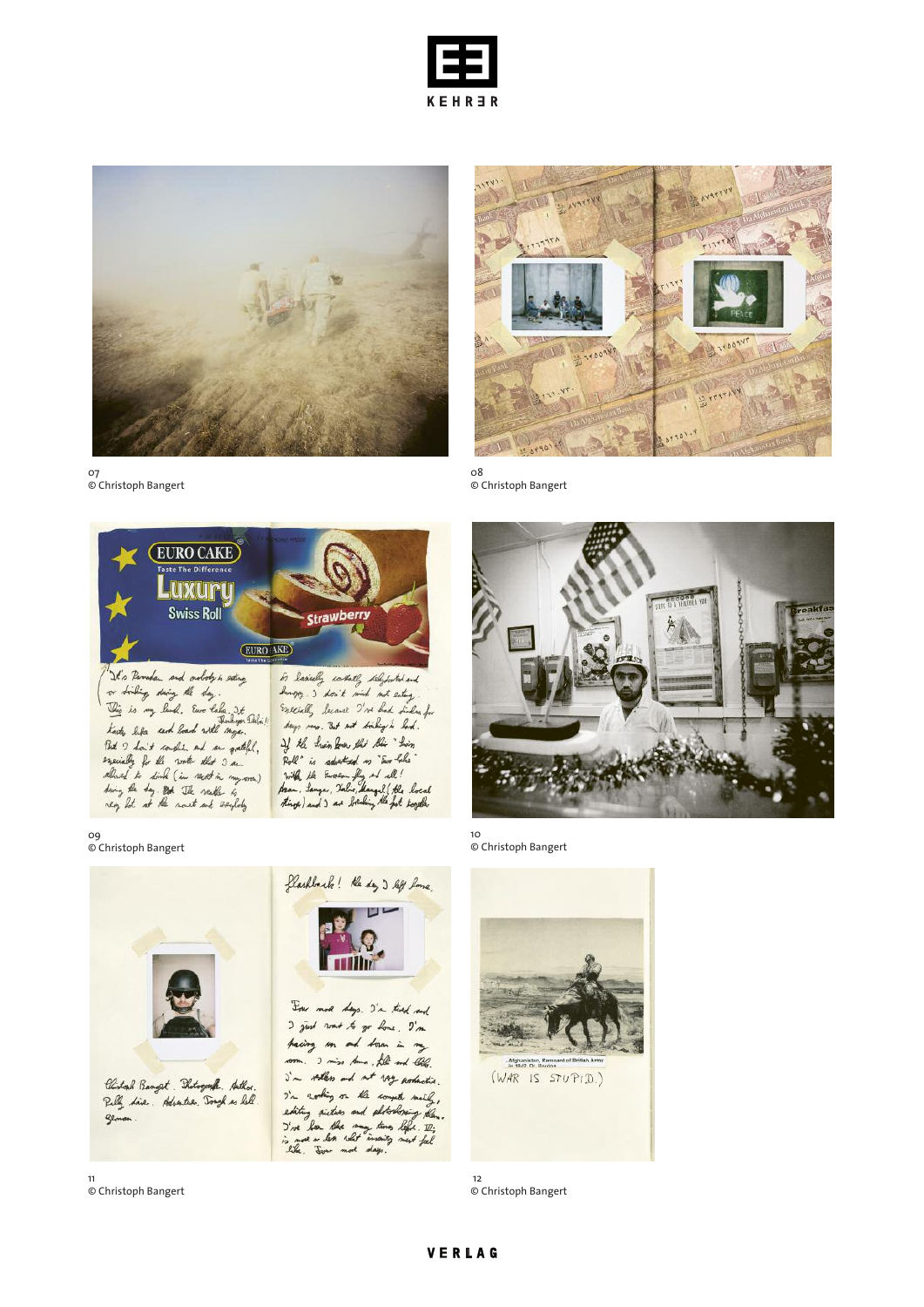07
© Christoph Bangert

08
© Christoph Bangert

09
© Christoph Bangert

10
© Christoph Bangert

11
© Christoph Bangert

12
© Christoph Bangert